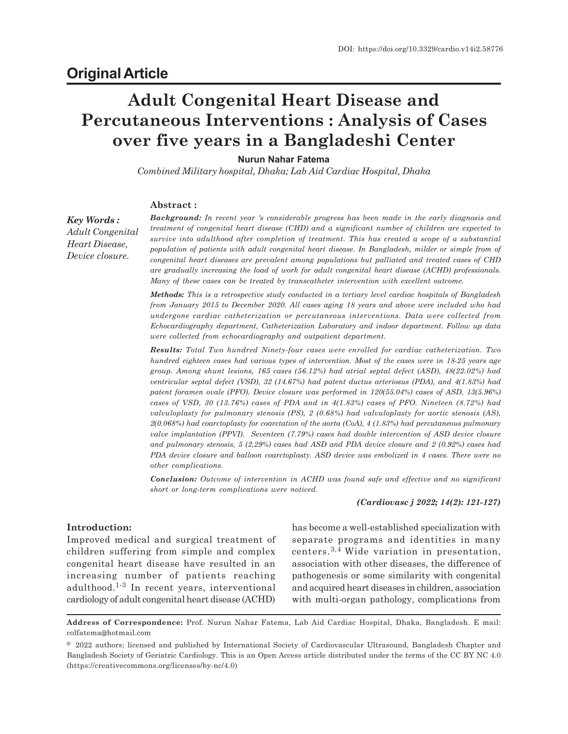DOI: https://doi.org/10.3329/cardio.v14i2.58776

## Original Article

# Adult Congenital Heart Disease and Percutaneous Interventions : Analysis of Cases over five years in a Bangladeshi Center

**Nurun Nahar Fatema**

*Combined Military hospital, Dhaka; Lab Aid Cardiac Hospital, Dhaka*

***Key Words :*** *Adult Congenital Heart Disease, Device closure.*

### Abstract :

***Background:*** *In recent year 's considerable progress has been made in the early diagnosis and treatment of congenital heart disease (CHD) and a significant number of children are expected to survive into adulthood after completion of treatment. This has created a scope of a substantial population of patients with adult congenital heart disease. In Bangladesh, milder or simple from of congenital heart diseases are prevalent among populations but palliated and treated cases of CHD are gradually increasing the load of work for adult congenital heart disease (ACHD) professionals. Many of these cases can be treated by transcatheter intervention with excellent outcome.*

***Methods:*** *This is a retrospective study conducted in a tertiary level cardiac hospitals of Bangladesh from January 2015 to December 2020. All cases aging 18 years and above were included who had undergone cardiac catheterization or percutaneous interventions. Data were collected from Echocardiography department, Catheterization Laboratory and indoor department. Follow up data were collected from echocardiography and outpatient department.*

***Results:*** *Total Two hundred Ninety-four cases were enrolled for cardiac catheterization. Two hundred eighteen cases had various types of intervention. Most of the cases were in 18-25 years age group. Among shunt lesions, 165 cases (56.12%) had atrial septal defect (ASD), 48(22.02%) had ventricular septal defect (VSD), 32 (14.67%) had patent ductus arteriosus (PDA), and 4(1.83%) had patent foramen ovale (PFO). Device closure was performed in 120(55.04%) cases of ASD, 13(5.96%) cases of VSD, 30 (13.76%) cases of PDA and in 4(1.83%) cases of PFO. Nineteen (8.72%) had valvuloplasty for pulmonary stenosis (PS), 2 (0.68%) had valvuloplasty for aortic stenosis (AS), 2(0.068%) had coarctoplasty for coarctation of the aorta (CoA), 4 (1.83%) had percutaneous pulmonary valve implantation (PPVI). Seventeen (7.79%) cases had double intervention of ASD device closure and pulmonary stenosis, 5 (2,29%) cases had ASD and PDA device closure and 2 (0.92%) cases had PDA device closure and balloon coarctoplasty. ASD device was embolized in 4 cases. There were no other complications.*

***Conclusion:*** *Outcome of intervention in ACHD was found safe and effective and no significant short or long-term complications were noticed.*

***(Cardiovasc j 2022; 14(2): 121-127)***

### Introduction:

Improved medical and surgical treatment of children suffering from simple and complex congenital heart disease have resulted in an increasing number of patients reaching adulthood.[1-3] In recent years, interventional cardiology of adult congenital heart disease (ACHD) has become a well-established specialization with separate programs and identities in many centers.[3,4] Wide variation in presentation, association with other diseases, the difference of pathogenesis or some similarity with congenital and acquired heart diseases in children, association with multi-organ pathology, complications from

---

**Address of Correspondence:** Prof. Nurun Nahar Fatema, Lab Aid Cardiac Hospital, Dhaka, Bangladesh. E mail: colfatema@hotmail.com

© 2022 authors; licensed and published by International Society of Cardiovascular Ultrasound, Bangladesh Chapter and Bangladesh Society of Geriatric Cardiology. This is an Open Access article distributed under the terms of the CC BY NC 4.0 (https://creativecommons.org/licenses/by-nc/4.0)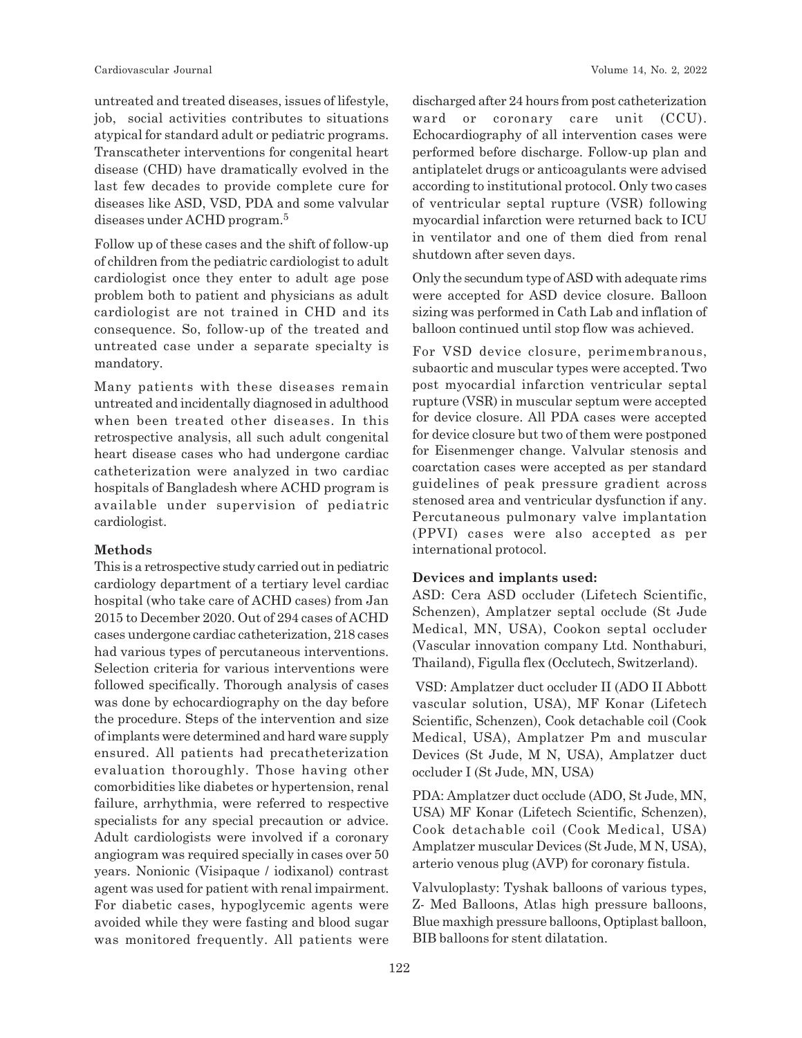untreated and treated diseases, issues of lifestyle, job, social activities contributes to situations atypical for standard adult or pediatric programs. Transcatheter interventions for congenital heart disease (CHD) have dramatically evolved in the last few decades to provide complete cure for diseases like ASD, VSD, PDA and some valvular diseases under ACHD program.[5]

Follow up of these cases and the shift of follow-up of children from the pediatric cardiologist to adult cardiologist once they enter to adult age pose problem both to patient and physicians as adult cardiologist are not trained in CHD and its consequence. So, follow-up of the treated and untreated case under a separate specialty is mandatory.

Many patients with these diseases remain untreated and incidentally diagnosed in adulthood when been treated other diseases. In this retrospective analysis, all such adult congenital heart disease cases who had undergone cardiac catheterization were analyzed in two cardiac hospitals of Bangladesh where ACHD program is available under supervision of pediatric cardiologist.

**Methods**

This is a retrospective study carried out in pediatric cardiology department of a tertiary level cardiac hospital (who take care of ACHD cases) from Jan 2015 to December 2020. Out of 294 cases of ACHD cases undergone cardiac catheterization, 218 cases had various types of percutaneous interventions. Selection criteria for various interventions were followed specifically. Thorough analysis of cases was done by echocardiography on the day before the procedure. Steps of the intervention and size of implants were determined and hard ware supply ensured. All patients had precatheterization evaluation thoroughly. Those having other comorbidities like diabetes or hypertension, renal failure, arrhythmia, were referred to respective specialists for any special precaution or advice. Adult cardiologists were involved if a coronary angiogram was required specially in cases over 50 years. Nonionic (Visipaque / iodixanol) contrast agent was used for patient with renal impairment. For diabetic cases, hypoglycemic agents were avoided while they were fasting and blood sugar was monitored frequently. All patients were discharged after 24 hours from post catheterization ward or coronary care unit (CCU). Echocardiography of all intervention cases were performed before discharge. Follow-up plan and antiplatelet drugs or anticoagulants were advised according to institutional protocol. Only two cases of ventricular septal rupture (VSR) following myocardial infarction were returned back to ICU in ventilator and one of them died from renal shutdown after seven days.

Only the secundum type of ASD with adequate rims were accepted for ASD device closure. Balloon sizing was performed in Cath Lab and inflation of balloon continued until stop flow was achieved.

For VSD device closure, perimembranous, subaortic and muscular types were accepted. Two post myocardial infarction ventricular septal rupture (VSR) in muscular septum were accepted for device closure. All PDA cases were accepted for device closure but two of them were postponed for Eisenmenger change. Valvular stenosis and coarctation cases were accepted as per standard guidelines of peak pressure gradient across stenosed area and ventricular dysfunction if any. Percutaneous pulmonary valve implantation (PPVI) cases were also accepted as per international protocol.

**Devices and implants used:**

ASD: Cera ASD occluder (Lifetech Scientific, Schenzen), Amplatzer septal occlude (St Jude Medical, MN, USA), Cookon septal occluder (Vascular innovation company Ltd. Nonthaburi, Thailand), Figulla flex (Occlutech, Switzerland).

VSD: Amplatzer duct occluder II (ADO II Abbott vascular solution, USA), MF Konar (Lifetech Scientific, Schenzen), Cook detachable coil (Cook Medical, USA), Amplatzer Pm and muscular Devices (St Jude, M N, USA), Amplatzer duct occluder I (St Jude, MN, USA)

PDA: Amplatzer duct occlude (ADO, St Jude, MN, USA) MF Konar (Lifetech Scientific, Schenzen), Cook detachable coil (Cook Medical, USA) Amplatzer muscular Devices (St Jude, M N, USA), arterio venous plug (AVP) for coronary fistula.

Valvuloplasty: Tyshak balloons of various types, Z- Med Balloons, Atlas high pressure balloons, Blue maxhigh pressure balloons, Optiplast balloon, BIB balloons for stent dilatation.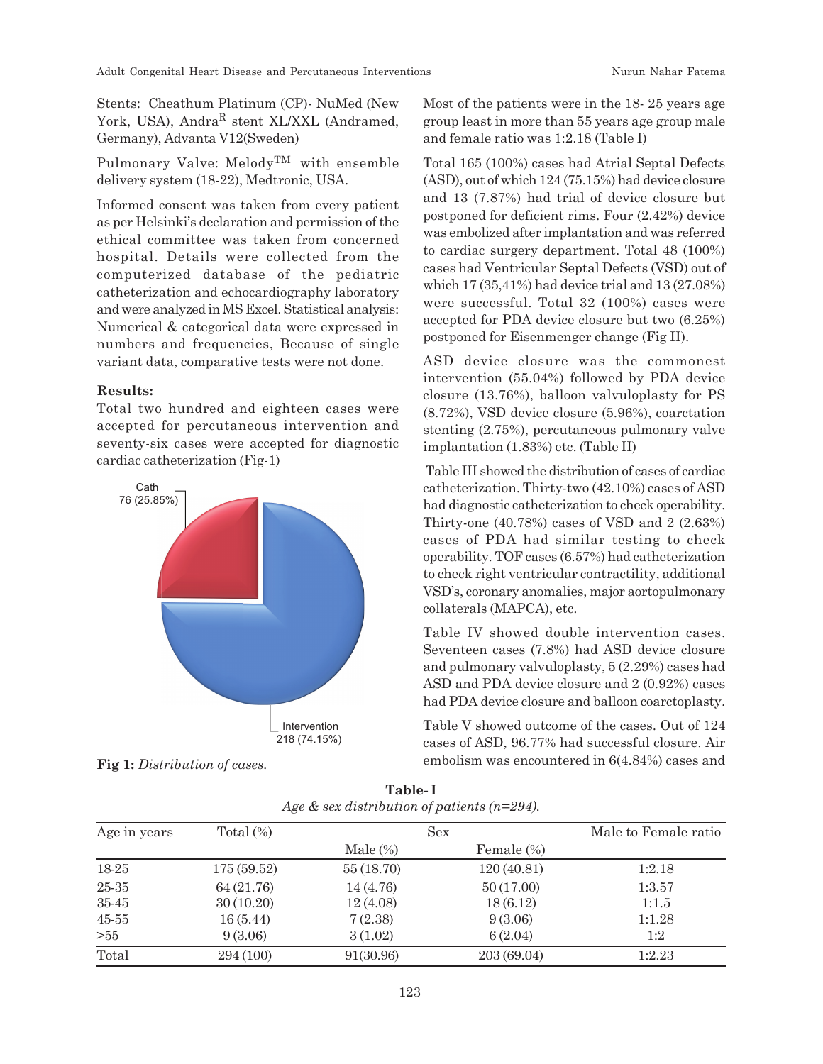Stents: Cheathum Platinum (CP)- NuMed (New York, USA), Andra[R] stent XL/XXL (Andramed, Germany), Advanta V12(Sweden)

Pulmonary Valve: Melody[TM] with ensemble delivery system (18-22), Medtronic, USA.

Informed consent was taken from every patient as per Helsinki's declaration and permission of the ethical committee was taken from concerned hospital. Details were collected from the computerized database of the pediatric catheterization and echocardiography laboratory and were analyzed in MS Excel. Statistical analysis: Numerical & categorical data were expressed in numbers and frequencies, Because of single variant data, comparative tests were not done.

**Results:**

Total two hundred and eighteen cases were accepted for percutaneous intervention and seventy-six cases were accepted for diagnostic cardiac catheterization (Fig-1)

Cath 76 (25.85%)

Intervention 218 (74.15%)

**Fig 1:** *Distribution of cases.*

Most of the patients were in the 18- 25 years age group least in more than 55 years age group male and female ratio was 1:2.18 (Table I)

Total 165 (100%) cases had Atrial Septal Defects (ASD), out of which 124 (75.15%) had device closure and 13 (7.87%) had trial of device closure but postponed for deficient rims. Four (2.42%) device was embolized after implantation and was referred to cardiac surgery department. Total 48 (100%) cases had Ventricular Septal Defects (VSD) out of which 17 (35,41%) had device trial and 13 (27.08%) were successful. Total 32 (100%) cases were accepted for PDA device closure but two (6.25%) postponed for Eisenmenger change (Fig II).

ASD device closure was the commonest intervention (55.04%) followed by PDA device closure (13.76%), balloon valvuloplasty for PS (8.72%), VSD device closure (5.96%), coarctation stenting (2.75%), percutaneous pulmonary valve implantation (1.83%) etc. (Table II)

Table III showed the distribution of cases of cardiac catheterization. Thirty-two (42.10%) cases of ASD had diagnostic catheterization to check operability. Thirty-one (40.78%) cases of VSD and 2 (2.63%) cases of PDA had similar testing to check operability. TOF cases (6.57%) had catheterization to check right ventricular contractility, additional VSD's, coronary anomalies, major aortopulmonary collaterals (MAPCA), etc.

Table IV showed double intervention cases. Seventeen cases (7.8%) had ASD device closure and pulmonary valvuloplasty, 5 (2.29%) cases had ASD and PDA device closure and 2 (0.92%) cases had PDA device closure and balloon coarctoplasty.

Table V showed outcome of the cases. Out of 124 cases of ASD, 96.77% had successful closure. Air embolism was encountered in 6(4.84%) cases and

**Table- I**

*Age & sex distribution of patients (n=294).*

| Age in years | Total (%) | Sex | | Male to Female ratio |
|---|---|---|---|---|
| | | Male (%) | Female (%) | |
| 18-25 | 175 (59.52) | 55 (18.70) | 120 (40.81) | 1:2.18 |
| 25-35 | 64 (21.76) | 14 (4.76) | 50 (17.00) | 1:3.57 |
| 35-45 | 30 (10.20) | 12 (4.08) | 18 (6.12) | 1:1.5 |
| 45-55 | 16 (5.44) | 7 (2.38) | 9 (3.06) | 1:1.28 |
| >55 | 9 (3.06) | 3 (1.02) | 6 (2.04) | 1:2 |
| Total | 294 (100) | 91(30.96) | 203 (69.04) | 1:2.23 |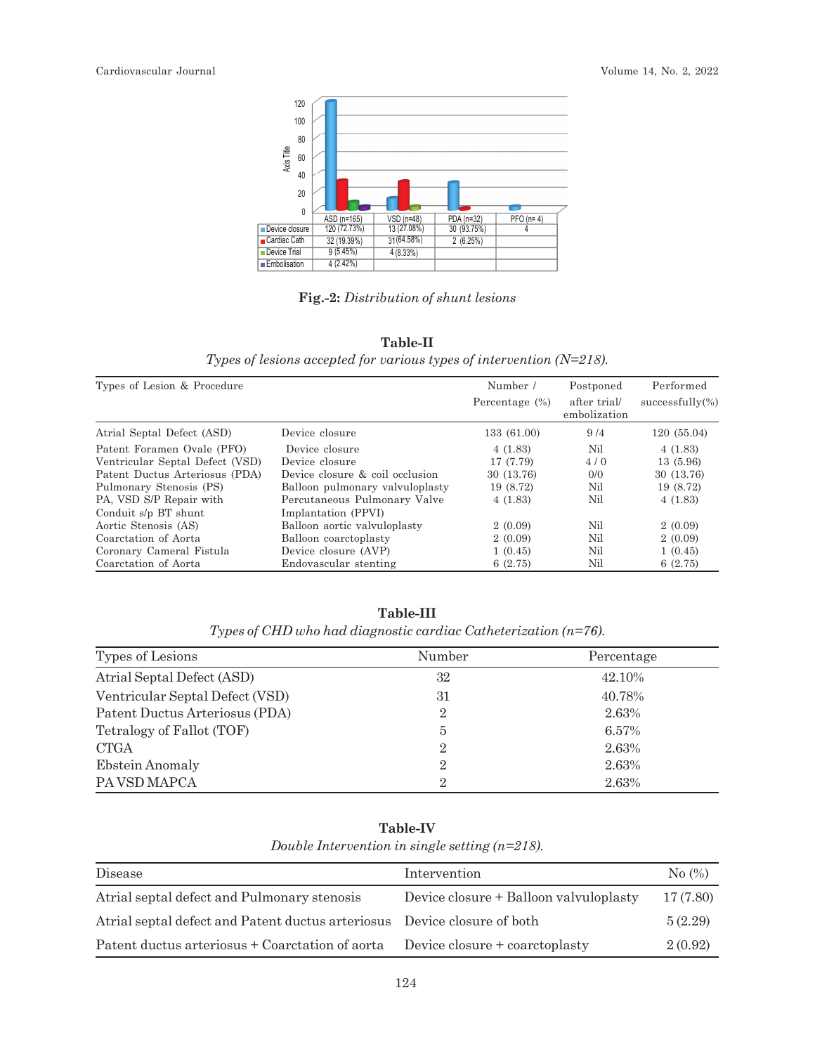| | ASD (n=165) | VSD (n=48) | PDA (n=32) | PFO (n= 4) |
|---|---|---|---|---|
| Device closure | 120 (72.73%) | 13 (27.08%) | 30 (93.75%) | 4 |
| Cardiac Cath | 32 (19.39%) | 31(64.58%) | 2 (6.25%) | |
| Device Trial | 9 (5.45%) | 4 (8.33%) | | |
| Embolisation | 4 (2.42%) | | | |

**Fig.-2:** *Distribution of shunt lesions*

**Table-II**

*Types of lesions accepted for various types of intervention (N=218).*

| Types of Lesion & Procedure | | Number / Percentage (%) | Postponed after trial/ embolization | Performed successfully(%) |
|---|---|---|---|---|
| Atrial Septal Defect (ASD) | Device closure | 133 (61.00) | 9 /4 | 120 (55.04) |
| Patent Foramen Ovale (PFO) | Device closure | 4 (1.83) | Nil | 4 (1.83) |
| Ventricular Septal Defect (VSD) | Device closure | 17 (7.79) | 4 / 0 | 13 (5.96) |
| Patent Ductus Arteriosus (PDA) | Device closure & coil occlusion | 30 (13.76) | 0/0 | 30 (13.76) |
| Pulmonary Stenosis (PS) | Balloon pulmonary valvuloplasty | 19 (8.72) | Nil | 19 (8.72) |
| PA, VSD S/P Repair with Conduit s/p BT shunt | Percutaneous Pulmonary Valve Implantation (PPVI) | 4 (1.83) | Nil | 4 (1.83) |
| Aortic Stenosis (AS) | Balloon aortic valvuloplasty | 2 (0.09) | Nil | 2 (0.09) |
| Coarctation of Aorta | Balloon coarctoplasty | 2 (0.09) | Nil | 2 (0.09) |
| Coronary Cameral Fistula | Device closure (AVP) | 1 (0.45) | Nil | 1 (0.45) |
| Coarctation of Aorta | Endovascular stenting | 6 (2.75) | Nil | 6 (2.75) |

**Table-III**

*Types of CHD who had diagnostic cardiac Catheterization (n=76).*

| Types of Lesions | Number | Percentage |
|---|---|---|
| Atrial Septal Defect (ASD) | 32 | 42.10% |
| Ventricular Septal Defect (VSD) | 31 | 40.78% |
| Patent Ductus Arteriosus (PDA) | 2 | 2.63% |
| Tetralogy of Fallot (TOF) | 5 | 6.57% |
| CTGA | 2 | 2.63% |
| Ebstein Anomaly | 2 | 2.63% |
| PA VSD MAPCA | 2 | 2.63% |

**Table-IV**

*Double Intervention in single setting (n=218).*

| Disease | Intervention | No (%) |
|---|---|---|
| Atrial septal defect and Pulmonary stenosis | Device closure + Balloon valvuloplasty | 17 (7.80) |
| Atrial septal defect and Patent ductus arteriosus | Device closure of both | 5 (2.29) |
| Patent ductus arteriosus + Coarctation of aorta | Device closure + coarctoplasty | 2 (0.92) |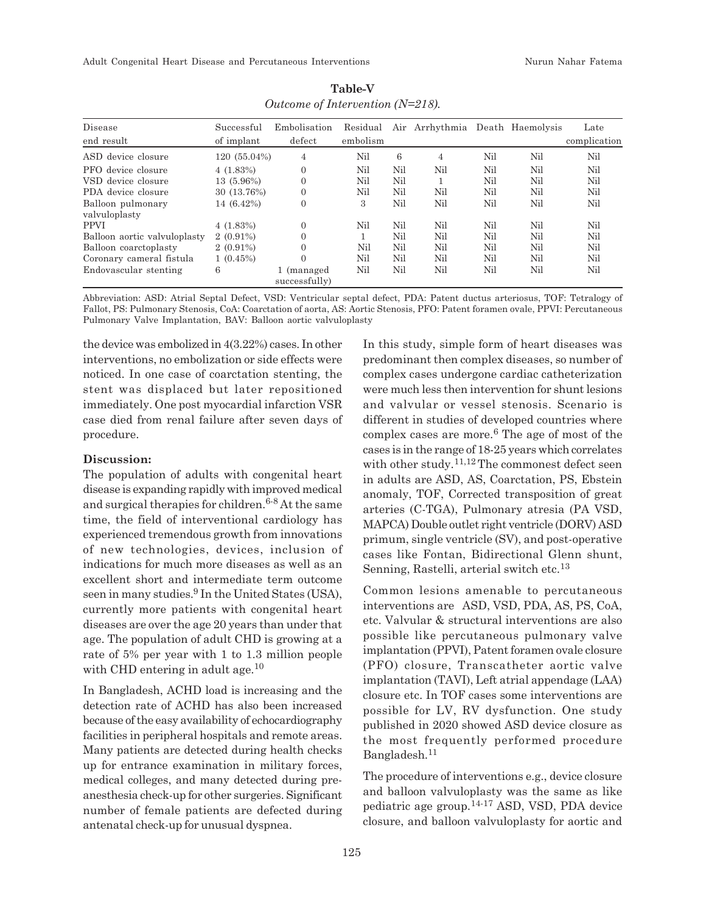**Table-V**

*Outcome of Intervention (N=218).*

| Disease end result | Successful of implant | Embolisation defect | Residual embolism | Air | Arrhythmia | Death | Haemolysis | Late complication |
|---|---|---|---|---|---|---|---|---|
| ASD device closure | 120 (55.04%) | 4 | Nil | 6 | 4 | Nil | Nil | Nil |
| PFO device closure | 4 (1.83%) | 0 | Nil | Nil | Nil | Nil | Nil | Nil |
| VSD device closure | 13 (5.96%) | 0 | Nil | Nil | 1 | Nil | Nil | Nil |
| PDA device closure | 30 (13.76%) | 0 | Nil | Nil | Nil | Nil | Nil | Nil |
| Balloon pulmonary valvuloplasty | 14 (6.42%) | 0 | 3 | Nil | Nil | Nil | Nil | Nil |
| PPVI | 4 (1.83%) | 0 | Nil | Nil | Nil | Nil | Nil | Nil |
| Balloon aortic valvuloplasty | 2 (0.91%) | 0 | 1 | Nil | Nil | Nil | Nil | Nil |
| Balloon coarctoplasty | 2 (0.91%) | 0 | Nil | Nil | Nil | Nil | Nil | Nil |
| Coronary cameral fistula | 1 (0.45%) | 0 | Nil | Nil | Nil | Nil | Nil | Nil |
| Endovascular stenting | 6 | 1 (managed successfully) | Nil | Nil | Nil | Nil | Nil | Nil |

Abbreviation: ASD: Atrial Septal Defect, VSD: Ventricular septal defect, PDA: Patent ductus arteriosus, TOF: Tetralogy of Fallot, PS: Pulmonary Stenosis, CoA: Coarctation of aorta, AS: Aortic Stenosis, PFO: Patent foramen ovale, PPVI: Percutaneous Pulmonary Valve Implantation, BAV: Balloon aortic valvuloplasty

the device was embolized in 4(3.22%) cases. In other interventions, no embolization or side effects were noticed. In one case of coarctation stenting, the stent was displaced but later repositioned immediately. One post myocardial infarction VSR case died from renal failure after seven days of procedure.

**Discussion:**

The population of adults with congenital heart disease is expanding rapidly with improved medical and surgical therapies for children.[6-8] At the same time, the field of interventional cardiology has experienced tremendous growth from innovations of new technologies, devices, inclusion of indications for much more diseases as well as an excellent short and intermediate term outcome seen in many studies.[9] In the United States (USA), currently more patients with congenital heart diseases are over the age 20 years than under that age. The population of adult CHD is growing at a rate of 5% per year with 1 to 1.3 million people with CHD entering in adult age.[10]

In Bangladesh, ACHD load is increasing and the detection rate of ACHD has also been increased because of the easy availability of echocardiography facilities in peripheral hospitals and remote areas. Many patients are detected during health checks up for entrance examination in military forces, medical colleges, and many detected during pre-anesthesia check-up for other surgeries. Significant number of female patients are defected during antenatal check-up for unusual dyspnea.

In this study, simple form of heart diseases was predominant then complex diseases, so number of complex cases undergone cardiac catheterization were much less then intervention for shunt lesions and valvular or vessel stenosis. Scenario is different in studies of developed countries where complex cases are more.[6] The age of most of the cases is in the range of 18-25 years which correlates with other study.[11,12] The commonest defect seen in adults are ASD, AS, Coarctation, PS, Ebstein anomaly, TOF, Corrected transposition of great arteries (C-TGA), Pulmonary atresia (PA VSD, MAPCA) Double outlet right ventricle (DORV) ASD primum, single ventricle (SV), and post-operative cases like Fontan, Bidirectional Glenn shunt, Senning, Rastelli, arterial switch etc.[13]

Common lesions amenable to percutaneous interventions are ASD, VSD, PDA, AS, PS, CoA, etc. Valvular & structural interventions are also possible like percutaneous pulmonary valve implantation (PPVI), Patent foramen ovale closure (PFO) closure, Transcatheter aortic valve implantation (TAVI), Left atrial appendage (LAA) closure etc. In TOF cases some interventions are possible for LV, RV dysfunction. One study published in 2020 showed ASD device closure as the most frequently performed procedure Bangladesh.[11]

The procedure of interventions e.g., device closure and balloon valvuloplasty was the same as like pediatric age group.[14-17] ASD, VSD, PDA device closure, and balloon valvuloplasty for aortic and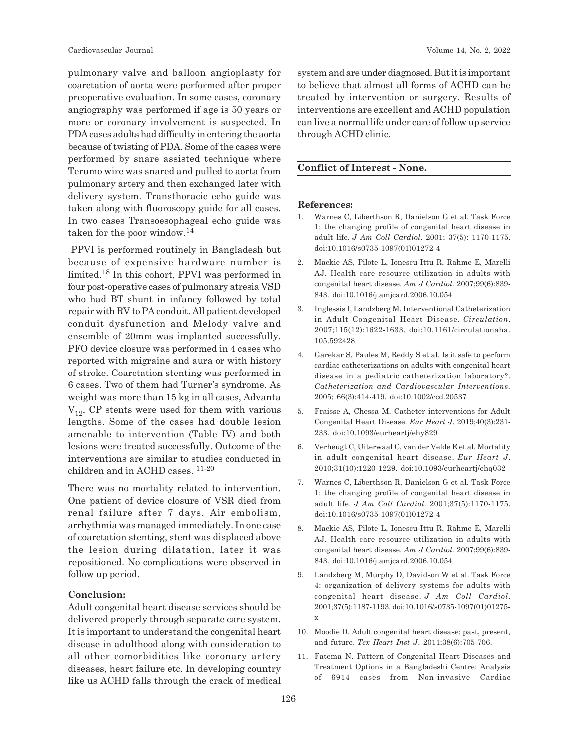pulmonary valve and balloon angioplasty for coarctation of aorta were performed after proper preoperative evaluation. In some cases, coronary angiography was performed if age is 50 years or more or coronary involvement is suspected. In PDA cases adults had difficulty in entering the aorta because of twisting of PDA. Some of the cases were performed by snare assisted technique where Terumo wire was snared and pulled to aorta from pulmonary artery and then exchanged later with delivery system. Transthoracic echo guide was taken along with fluoroscopy guide for all cases. In two cases Transoesophageal echo guide was taken for the poor window.[14]

PPVI is performed routinely in Bangladesh but because of expensive hardware number is limited.[18] In this cohort, PPVI was performed in four post-operative cases of pulmonary atresia VSD who had BT shunt in infancy followed by total repair with RV to PA conduit. All patient developed conduit dysfunction and Melody valve and ensemble of 20mm was implanted successfully. PFO device closure was performed in 4 cases who reported with migraine and aura or with history of stroke. Coarctation stenting was performed in 6 cases. Two of them had Turner's syndrome. As weight was more than 15 kg in all cases, Advanta $V_{12}$, CP stents were used for them with various lengths. Some of the cases had double lesion amenable to intervention (Table IV) and both lesions were treated successfully. Outcome of the interventions are similar to studies conducted in children and in ACHD cases. [11-20]

There was no mortality related to intervention. One patient of device closure of VSR died from renal failure after 7 days. Air embolism, arrhythmia was managed immediately. In one case of coarctation stenting, stent was displaced above the lesion during dilatation, later it was repositioned. No complications were observed in follow up period.

## Conclusion:

Adult congenital heart disease services should be delivered properly through separate care system. It is important to understand the congenital heart disease in adulthood along with consideration to all other comorbidities like coronary artery diseases, heart failure etc. In developing country like us ACHD falls through the crack of medical system and are under diagnosed. But it is important to believe that almost all forms of ACHD can be treated by intervention or surgery. Results of interventions are excellent and ACHD population can live a normal life under care of follow up service through ACHD clinic.

**Conflict of Interest - None.**

## References:

1. Warnes C, Liberthson R, Danielson G et al. Task Force 1: the changing profile of congenital heart disease in adult life. *J Am Coll Cardiol*. 2001; 37(5): 1170-1175. doi:10.1016/s0735-1097(01)01272-4
2. Mackie AS, Pilote L, Ionescu-Ittu R, Rahme E, Marelli AJ. Health care resource utilization in adults with congenital heart disease. *Am J Cardiol*. 2007;99(6):839-843. doi:10.1016/j.amjcard.2006.10.054
3. Inglessis I, Landzberg M. Interventional Catheterization in Adult Congenital Heart Disease. *Circulation*. 2007;115(12):1622-1633. doi:10.1161/circulationaha.105.592428
4. Garekar S, Paules M, Reddy S et al. Is it safe to perform cardiac catheterizations on adults with congenital heart disease in a pediatric catheterization laboratory?. *Catheterization and Cardiovascular Interventions*. 2005; 66(3):414-419. doi:10.1002/ccd.20537
5. Fraisse A, Chessa M. Catheter interventions for Adult Congenital Heart Disease. *Eur Heart J*. 2019;40(3):231-233. doi:10.1093/eurheartj/ehy829
6. Verheugt C, Uiterwaal C, van der Velde E et al. Mortality in adult congenital heart disease. *Eur Heart J*. 2010;31(10):1220-1229. doi:10.1093/eurheartj/ehq032
7. Warnes C, Liberthson R, Danielson G et al. Task Force 1: the changing profile of congenital heart disease in adult life. *J Am Coll Cardiol*. 2001;37(5):1170-1175. doi:10.1016/s0735-1097(01)01272-4
8. Mackie AS, Pilote L, Ionescu-Ittu R, Rahme E, Marelli AJ. Health care resource utilization in adults with congenital heart disease. *Am J Cardiol*. 2007;99(6):839-843. doi:10.1016/j.amjcard.2006.10.054
9. Landzberg M, Murphy D, Davidson W et al. Task Force 4: organization of delivery systems for adults with congenital heart disease. *J Am Coll Cardiol*. 2001;37(5):1187-1193. doi:10.1016/s0735-1097(01)01275-x
10. Moodie D. Adult congenital heart disease: past, present, and future. *Tex Heart Inst J*. 2011;38(6):705-706.
11. Fatema N. Pattern of Congenital Heart Diseases and Treatment Options in a Bangladeshi Centre: Analysis of 6914 cases from Non-invasive Cardiac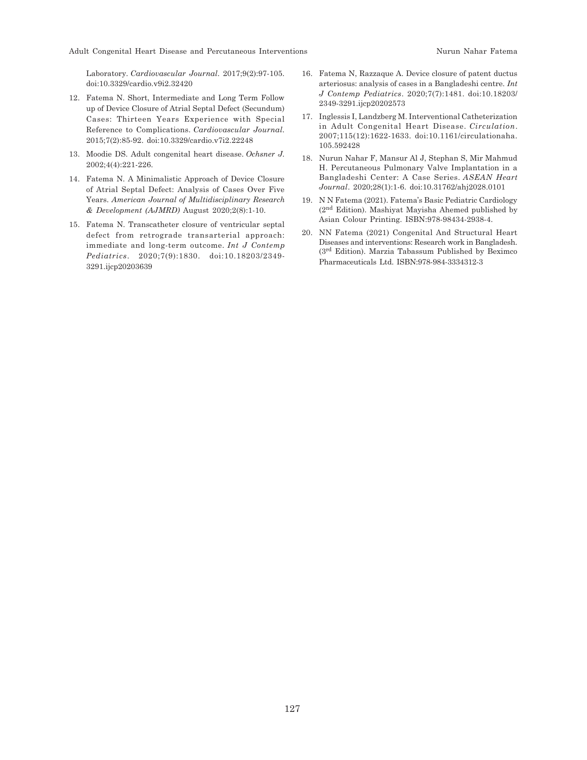Laboratory. *Cardiovascular Journal*. 2017;9(2):97-105. doi:10.3329/cardio.v9i2.32420

12. Fatema N. Short, Intermediate and Long Term Follow up of Device Closure of Atrial Septal Defect (Secundum) Cases: Thirteen Years Experience with Special Reference to Complications. *Cardiovascular Journal*. 2015;7(2):85-92. doi:10.3329/cardio.v7i2.22248
13. Moodie DS. Adult congenital heart disease. *Ochsner J*. 2002;4(4):221-226.
14. Fatema N. A Minimalistic Approach of Device Closure of Atrial Septal Defect: Analysis of Cases Over Five Years. *American Journal of Multidisciplinary Research & Development (AJMRD)* August 2020;2(8):1-10.
15. Fatema N. Transcatheter closure of ventricular septal defect from retrograde transarterial approach: immediate and long-term outcome. *Int J Contemp Pediatrics*. 2020;7(9):1830. doi:10.18203/2349-3291.ijcp20203639
16. Fatema N, Razzaque A. Device closure of patent ductus arteriosus: analysis of cases in a Bangladeshi centre. *Int J Contemp Pediatrics*. 2020;7(7):1481. doi:10.18203/2349-3291.ijcp20202573
17. Inglessis I, Landzberg M. Interventional Catheterization in Adult Congenital Heart Disease. *Circulation*. 2007;115(12):1622-1633. doi:10.1161/circulationaha.105.592428
18. Nurun Nahar F, Mansur Al J, Stephan S, Mir Mahmud H. Percutaneous Pulmonary Valve Implantation in a Bangladeshi Center: A Case Series. *ASEAN Heart Journal*. 2020;28(1):1-6. doi:10.31762/ahj2028.0101
19. N N Fatema (2021). Fatema's Basic Pediatric Cardiology (2nd Edition). Mashiyat Mayisha Ahemed published by Asian Colour Printing. ISBN:978-98434-2938-4.
20. NN Fatema (2021) Congenital And Structural Heart Diseases and interventions: Research work in Bangladesh. (3rd Edition). Marzia Tabassum Published by Beximco Pharmaceuticals Ltd. ISBN:978-984-3334312-3